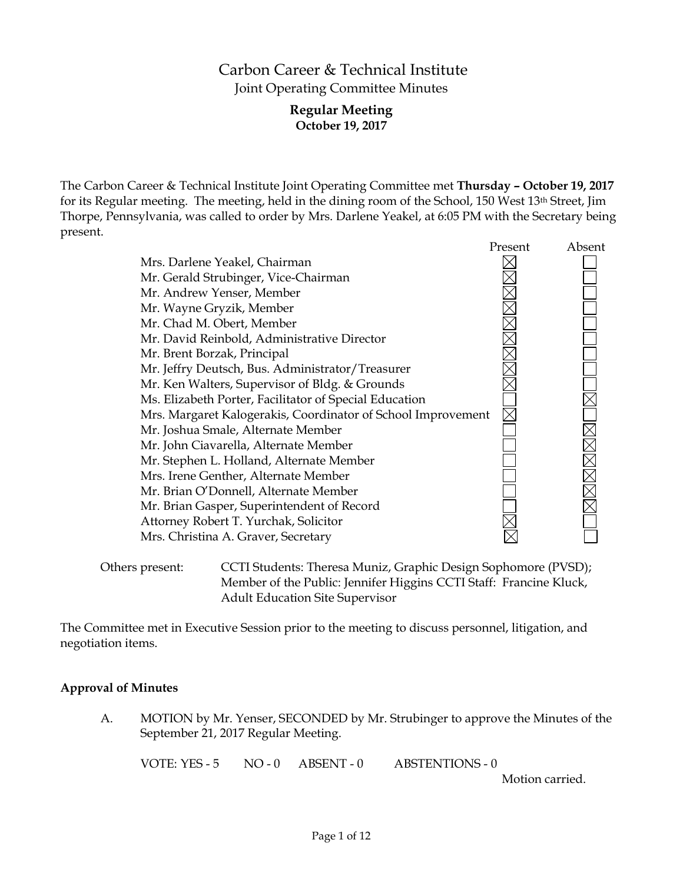# Carbon Career & Technical Institute

## Joint Operating Committee Minutes

### Regular Meeting

**October 19, 2017**

The Carbon Career & Technical Institute Joint Operating Committee met **Thursday – October 19, 2017** for its Regular meeting. The meeting, held in the dining room of the School, 150 West 13th Street, Jim Thorpe, Pennsylvania, was called to order by Mrs. Darlene Yeakel, at 6:05 PM with the Secretary being present.

| | Present | Absent |
|---|---|---|
| Mrs. Darlene Yeakel, Chairman | ☒ | ☐ |
| Mr. Gerald Strubinger, Vice-Chairman | ☒ | ☐ |
| Mr. Andrew Yenser, Member | ☒ | ☐ |
| Mr. Wayne Gryzik, Member | ☒ | ☐ |
| Mr. Chad M. Obert, Member | ☒ | ☐ |
| Mr. David Reinbold, Administrative Director | ☒ | ☐ |
| Mr. Brent Borzak, Principal | ☒ | ☐ |
| Mr. Jeffry Deutsch, Bus. Administrator/Treasurer | ☒ | ☐ |
| Mr. Ken Walters, Supervisor of Bldg. & Grounds | ☒ | ☐ |
| Ms. Elizabeth Porter, Facilitator of Special Education | ☐ | ☒ |
| Mrs. Margaret Kalogerakis, Coordinator of School Improvement | ☒ | ☐ |
| Mr. Joshua Smale, Alternate Member | ☐ | ☒ |
| Mr. John Ciavarella, Alternate Member | ☐ | ☒ |
| Mr. Stephen L. Holland, Alternate Member | ☐ | ☒ |
| Mrs. Irene Genther, Alternate Member | ☐ | ☒ |
| Mr. Brian O'Donnell, Alternate Member | ☐ | ☒ |
| Mr. Brian Gasper, Superintendent of Record | ☐ | ☒ |
| Attorney Robert T. Yurchak, Solicitor | ☒ | ☐ |
| Mrs. Christina A. Graver, Secretary | ☒ | ☐ |

Others present: CCTI Students: Theresa Muniz, Graphic Design Sophomore (PVSD); Member of the Public: Jennifer Higgins CCTI Staff: Francine Kluck, Adult Education Site Supervisor

The Committee met in Executive Session prior to the meeting to discuss personnel, litigation, and negotiation items.

**Approval of Minutes**

A. MOTION by Mr. Yenser, SECONDED by Mr. Strubinger to approve the Minutes of the September 21, 2017 Regular Meeting.

VOTE: YES - 5 NO - 0 ABSENT - 0 ABSTENTIONS - 0

Motion carried.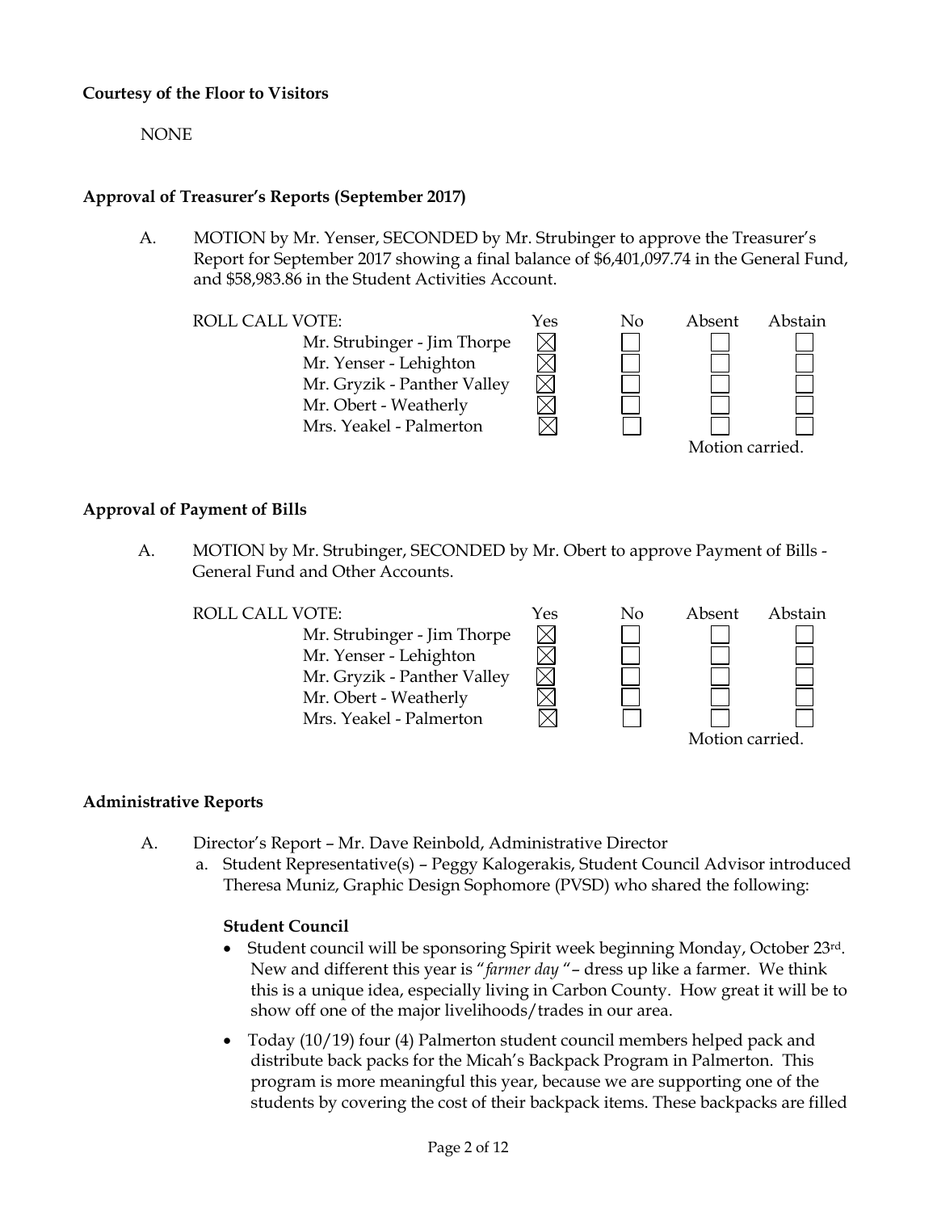**Courtesy of the Floor to Visitors**

NONE

**Approval of Treasurer's Reports (September 2017)**

A. MOTION by Mr. Yenser, SECONDED by Mr. Strubinger to approve the Treasurer's Report for September 2017 showing a final balance of $6,401,097.74 in the General Fund, and $58,983.86 in the Student Activities Account.

| ROLL CALL VOTE: | Yes | No | Absent | Abstain |
|---|---|---|---|---|
| Mr. Strubinger - Jim Thorpe | ☒ | ☐ | ☐ | ☐ |
| Mr. Yenser - Lehighton | ☒ | ☐ | ☐ | ☐ |
| Mr. Gryzik - Panther Valley | ☒ | ☐ | ☐ | ☐ |
| Mr. Obert - Weatherly | ☒ | ☐ | ☐ | ☐ |
| Mrs. Yeakel - Palmerton | ☒ | ☐ | ☐ | ☐ |

Motion carried.

**Approval of Payment of Bills**

A. MOTION by Mr. Strubinger, SECONDED by Mr. Obert to approve Payment of Bills - General Fund and Other Accounts.

| ROLL CALL VOTE: | Yes | No | Absent | Abstain |
|---|---|---|---|---|
| Mr. Strubinger - Jim Thorpe | ☒ | ☐ | ☐ | ☐ |
| Mr. Yenser - Lehighton | ☒ | ☐ | ☐ | ☐ |
| Mr. Gryzik - Panther Valley | ☒ | ☐ | ☐ | ☐ |
| Mr. Obert - Weatherly | ☒ | ☐ | ☐ | ☐ |
| Mrs. Yeakel - Palmerton | ☒ | ☐ | ☐ | ☐ |

Motion carried.

**Administrative Reports**

A. Director's Report – Mr. Dave Reinbold, Administrative Director

a. Student Representative(s) – Peggy Kalogerakis, Student Council Advisor introduced Theresa Muniz, Graphic Design Sophomore (PVSD) who shared the following:

**Student Council**

- Student council will be sponsoring Spirit week beginning Monday, October 23rd. New and different this year is "*farmer day* "– dress up like a farmer. We think this is a unique idea, especially living in Carbon County. How great it will be to show off one of the major livelihoods/trades in our area.
- Today (10/19) four (4) Palmerton student council members helped pack and distribute back packs for the Micah's Backpack Program in Palmerton. This program is more meaningful this year, because we are supporting one of the students by covering the cost of their backpack items. These backpacks are filled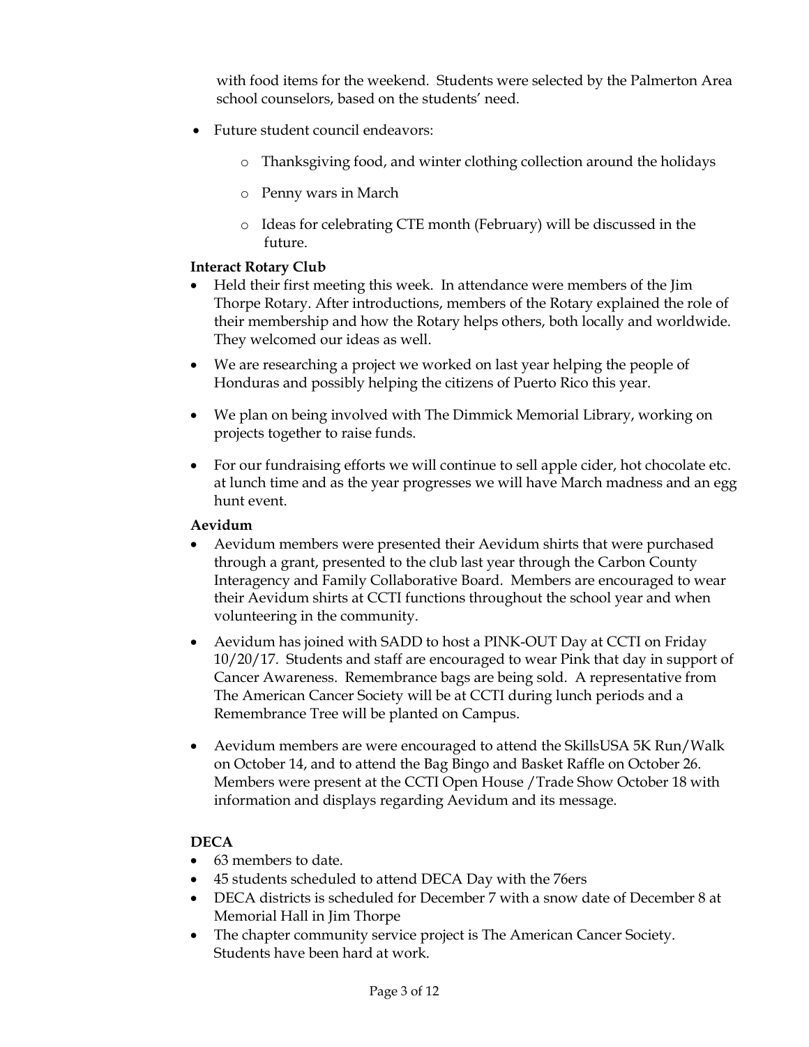with food items for the weekend. Students were selected by the Palmerton Area school counselors, based on the students' need.

- Future student council endeavors:
  - Thanksgiving food, and winter clothing collection around the holidays
  - Penny wars in March
  - Ideas for celebrating CTE month (February) will be discussed in the future.

**Interact Rotary Club**

- Held their first meeting this week. In attendance were members of the Jim Thorpe Rotary. After introductions, members of the Rotary explained the role of their membership and how the Rotary helps others, both locally and worldwide. They welcomed our ideas as well.
- We are researching a project we worked on last year helping the people of Honduras and possibly helping the citizens of Puerto Rico this year.
- We plan on being involved with The Dimmick Memorial Library, working on projects together to raise funds.
- For our fundraising efforts we will continue to sell apple cider, hot chocolate etc. at lunch time and as the year progresses we will have March madness and an egg hunt event.

**Aevidum**

- Aevidum members were presented their Aevidum shirts that were purchased through a grant, presented to the club last year through the Carbon County Interagency and Family Collaborative Board. Members are encouraged to wear their Aevidum shirts at CCTI functions throughout the school year and when volunteering in the community.
- Aevidum has joined with SADD to host a PINK-OUT Day at CCTI on Friday 10/20/17. Students and staff are encouraged to wear Pink that day in support of Cancer Awareness. Remembrance bags are being sold. A representative from The American Cancer Society will be at CCTI during lunch periods and a Remembrance Tree will be planted on Campus.
- Aevidum members are were encouraged to attend the SkillsUSA 5K Run/Walk on October 14, and to attend the Bag Bingo and Basket Raffle on October 26. Members were present at the CCTI Open House /Trade Show October 18 with information and displays regarding Aevidum and its message.

**DECA**

- 63 members to date.
- 45 students scheduled to attend DECA Day with the 76ers
- DECA districts is scheduled for December 7 with a snow date of December 8 at Memorial Hall in Jim Thorpe
- The chapter community service project is The American Cancer Society. Students have been hard at work.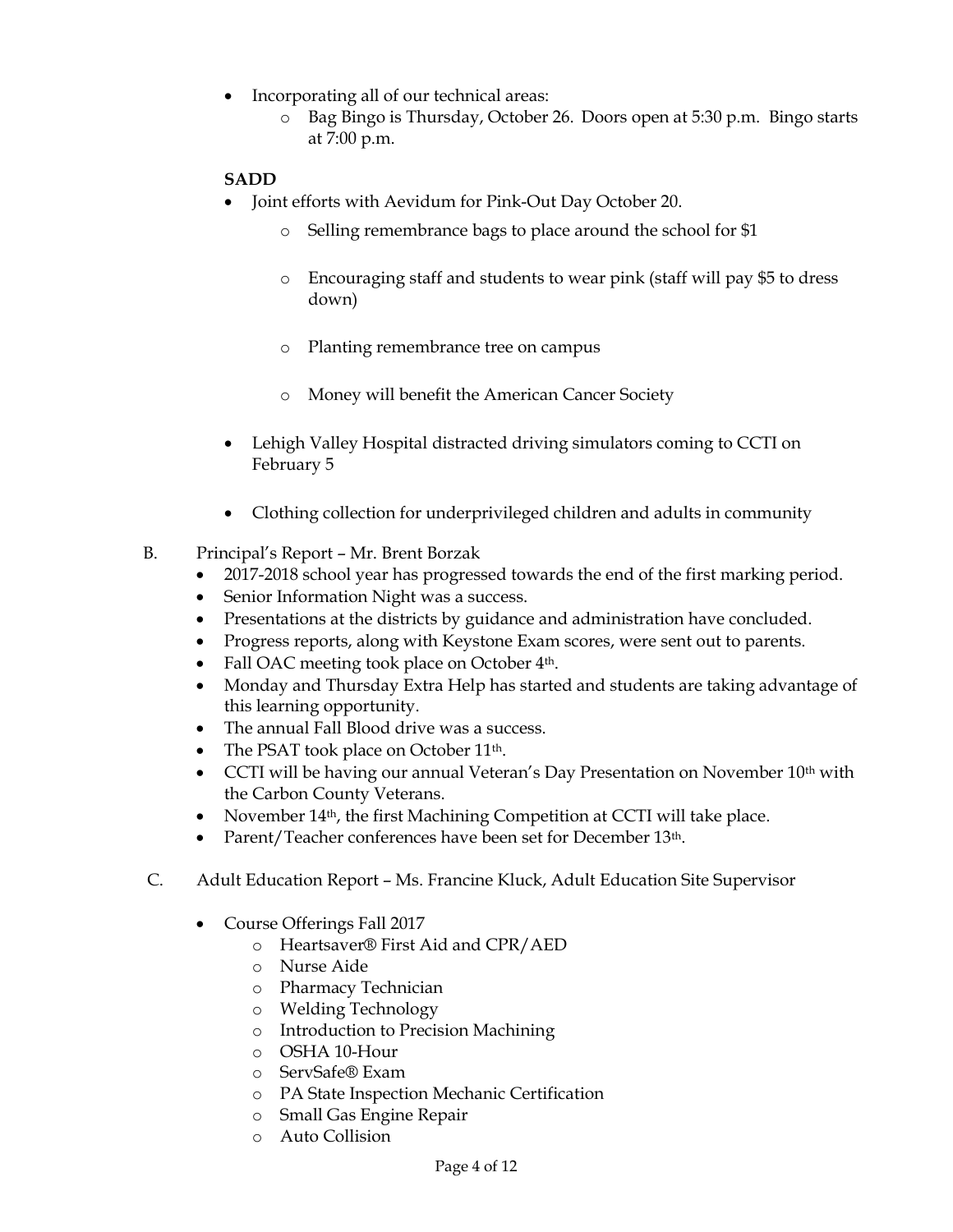- Incorporating all of our technical areas:
  - Bag Bingo is Thursday, October 26. Doors open at 5:30 p.m. Bingo starts at 7:00 p.m.

**SADD**

- Joint efforts with Aevidum for Pink-Out Day October 20.
  - Selling remembrance bags to place around the school for $1
  - Encouraging staff and students to wear pink (staff will pay $5 to dress down)
  - Planting remembrance tree on campus
  - Money will benefit the American Cancer Society
- Lehigh Valley Hospital distracted driving simulators coming to CCTI on February 5
- Clothing collection for underprivileged children and adults in community

B. Principal's Report – Mr. Brent Borzak

- 2017-2018 school year has progressed towards the end of the first marking period.
- Senior Information Night was a success.
- Presentations at the districts by guidance and administration have concluded.
- Progress reports, along with Keystone Exam scores, were sent out to parents.
- Fall OAC meeting took place on October 4th.
- Monday and Thursday Extra Help has started and students are taking advantage of this learning opportunity.
- The annual Fall Blood drive was a success.
- The PSAT took place on October 11th.
- CCTI will be having our annual Veteran's Day Presentation on November 10th with the Carbon County Veterans.
- November 14th, the first Machining Competition at CCTI will take place.
- Parent/Teacher conferences have been set for December 13th.

C. Adult Education Report – Ms. Francine Kluck, Adult Education Site Supervisor

- Course Offerings Fall 2017
  - Heartsaver® First Aid and CPR/AED
  - Nurse Aide
  - Pharmacy Technician
  - Welding Technology
  - Introduction to Precision Machining
  - OSHA 10-Hour
  - ServSafe® Exam
  - PA State Inspection Mechanic Certification
  - Small Gas Engine Repair
  - Auto Collision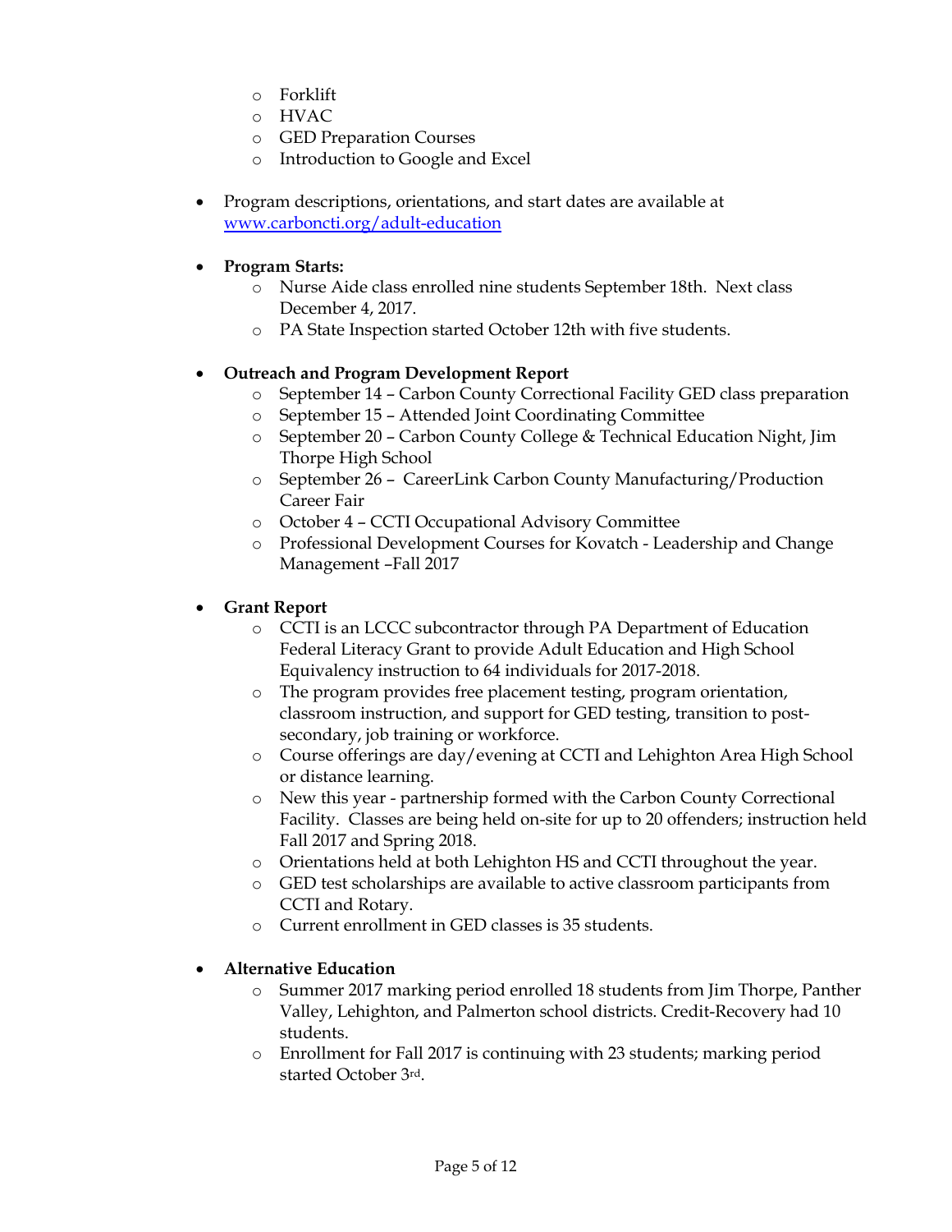- Forklift
  - HVAC
  - GED Preparation Courses
  - Introduction to Google and Excel

- Program descriptions, orientations, and start dates are available at [www.carboncti.org/adult-education](www.carboncti.org/adult-education)

- **Program Starts:**
  - Nurse Aide class enrolled nine students September 18th. Next class December 4, 2017.
  - PA State Inspection started October 12th with five students.

- **Outreach and Program Development Report**
  - September 14 – Carbon County Correctional Facility GED class preparation
  - September 15 – Attended Joint Coordinating Committee
  - September 20 – Carbon County College & Technical Education Night, Jim Thorpe High School
  - September 26 – CareerLink Carbon County Manufacturing/Production Career Fair
  - October 4 – CCTI Occupational Advisory Committee
  - Professional Development Courses for Kovatch - Leadership and Change Management –Fall 2017

- **Grant Report**
  - CCTI is an LCCC subcontractor through PA Department of Education Federal Literacy Grant to provide Adult Education and High School Equivalency instruction to 64 individuals for 2017-2018.
  - The program provides free placement testing, program orientation, classroom instruction, and support for GED testing, transition to post-secondary, job training or workforce.
  - Course offerings are day/evening at CCTI and Lehighton Area High School or distance learning.
  - New this year - partnership formed with the Carbon County Correctional Facility. Classes are being held on-site for up to 20 offenders; instruction held Fall 2017 and Spring 2018.
  - Orientations held at both Lehighton HS and CCTI throughout the year.
  - GED test scholarships are available to active classroom participants from CCTI and Rotary.
  - Current enrollment in GED classes is 35 students.

- **Alternative Education**
  - Summer 2017 marking period enrolled 18 students from Jim Thorpe, Panther Valley, Lehighton, and Palmerton school districts. Credit-Recovery had 10 students.
  - Enrollment for Fall 2017 is continuing with 23 students; marking period started October 3rd.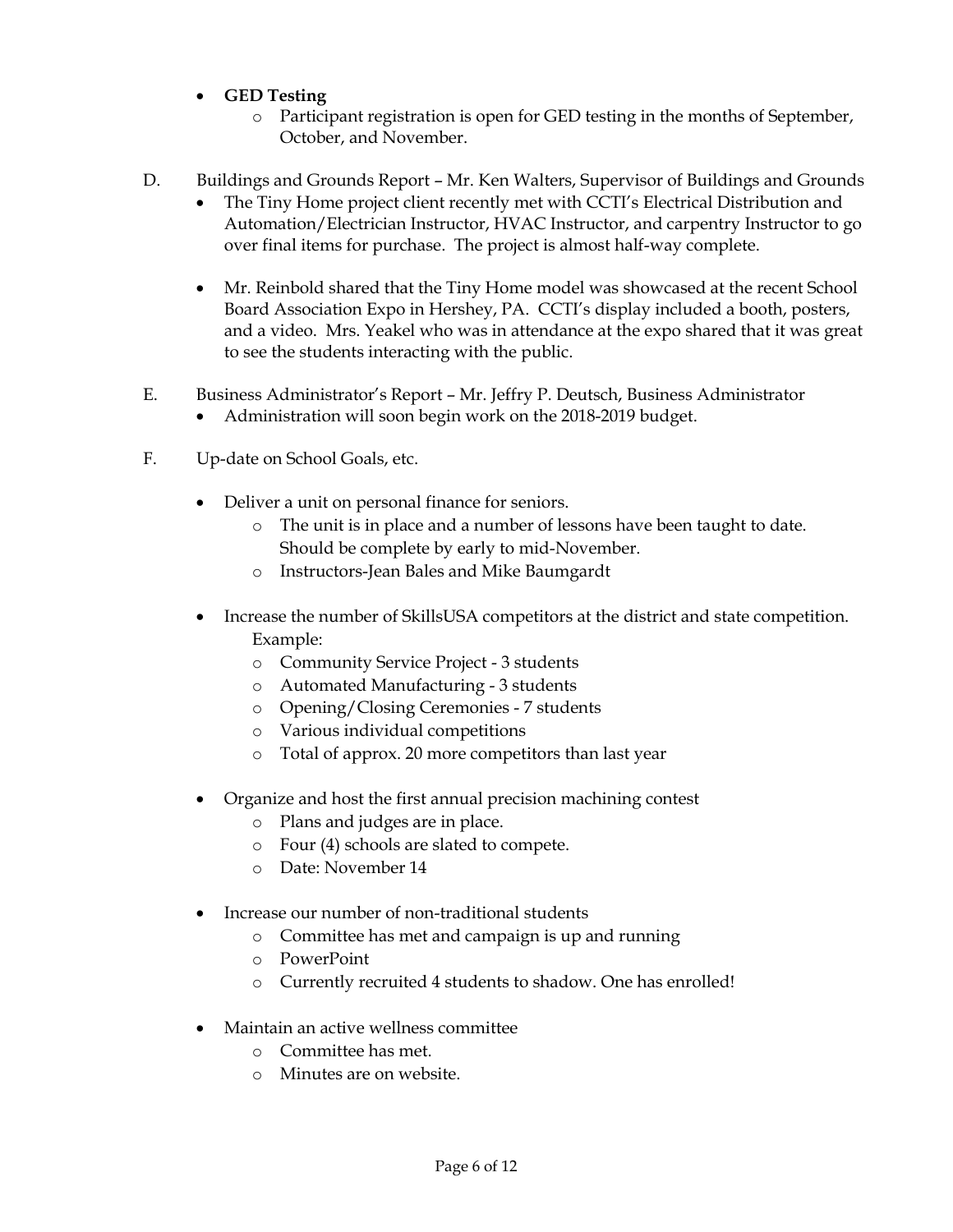- **GED Testing**
  - Participant registration is open for GED testing in the months of September, October, and November.

D. Buildings and Grounds Report – Mr. Ken Walters, Supervisor of Buildings and Grounds

- The Tiny Home project client recently met with CCTI's Electrical Distribution and Automation/Electrician Instructor, HVAC Instructor, and carpentry Instructor to go over final items for purchase. The project is almost half-way complete.

- Mr. Reinbold shared that the Tiny Home model was showcased at the recent School Board Association Expo in Hershey, PA. CCTI's display included a booth, posters, and a video. Mrs. Yeakel who was in attendance at the expo shared that it was great to see the students interacting with the public.

E. Business Administrator's Report – Mr. Jeffry P. Deutsch, Business Administrator

- Administration will soon begin work on the 2018-2019 budget.

F. Up-date on School Goals, etc.

- Deliver a unit on personal finance for seniors.
  - The unit is in place and a number of lessons have been taught to date. Should be complete by early to mid-November.
  - Instructors-Jean Bales and Mike Baumgardt

- Increase the number of SkillsUSA competitors at the district and state competition. Example:
  - Community Service Project - 3 students
  - Automated Manufacturing - 3 students
  - Opening/Closing Ceremonies - 7 students
  - Various individual competitions
  - Total of approx. 20 more competitors than last year

- Organize and host the first annual precision machining contest
  - Plans and judges are in place.
  - Four (4) schools are slated to compete.
  - Date: November 14

- Increase our number of non-traditional students
  - Committee has met and campaign is up and running
  - PowerPoint
  - Currently recruited 4 students to shadow. One has enrolled!

- Maintain an active wellness committee
  - Committee has met.
  - Minutes are on website.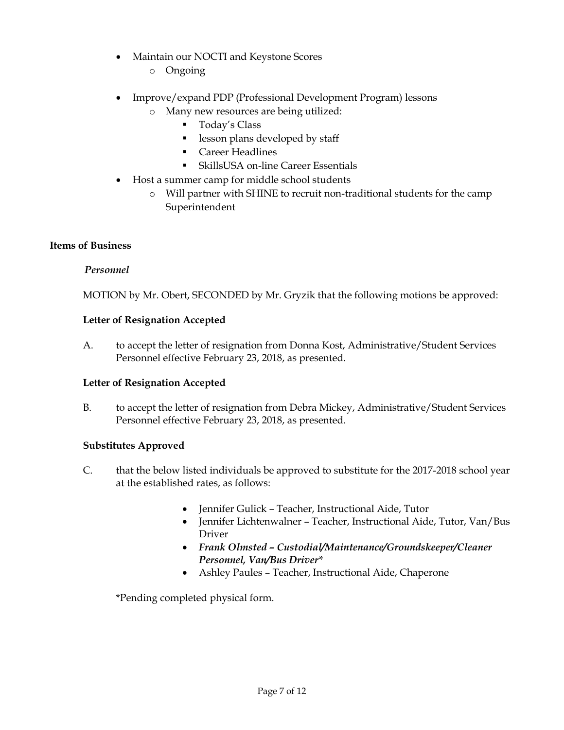- Maintain our NOCTI and Keystone Scores
    - Ongoing
- Improve/expand PDP (Professional Development Program) lessons
    - Many new resources are being utilized:
        - Today's Class
        - lesson plans developed by staff
        - Career Headlines
        - SkillsUSA on-line Career Essentials
- Host a summer camp for middle school students
    - Will partner with SHINE to recruit non-traditional students for the camp Superintendent

**Items of Business**

***Personnel***

MOTION by Mr. Obert, SECONDED by Mr. Gryzik that the following motions be approved:

**Letter of Resignation Accepted**

A. to accept the letter of resignation from Donna Kost, Administrative/Student Services Personnel effective February 23, 2018, as presented.

**Letter of Resignation Accepted**

B. to accept the letter of resignation from Debra Mickey, Administrative/Student Services Personnel effective February 23, 2018, as presented.

**Substitutes Approved**

C. that the below listed individuals be approved to substitute for the 2017-2018 school year at the established rates, as follows:

- Jennifer Gulick – Teacher, Instructional Aide, Tutor
- Jennifer Lichtenwalner – Teacher, Instructional Aide, Tutor, Van/Bus Driver
- ***Frank Olmsted – Custodial/Maintenance/Groundskeeper/Cleaner Personnel, Van/Bus Driver****
- Ashley Paules – Teacher, Instructional Aide, Chaperone

*Pending completed physical form.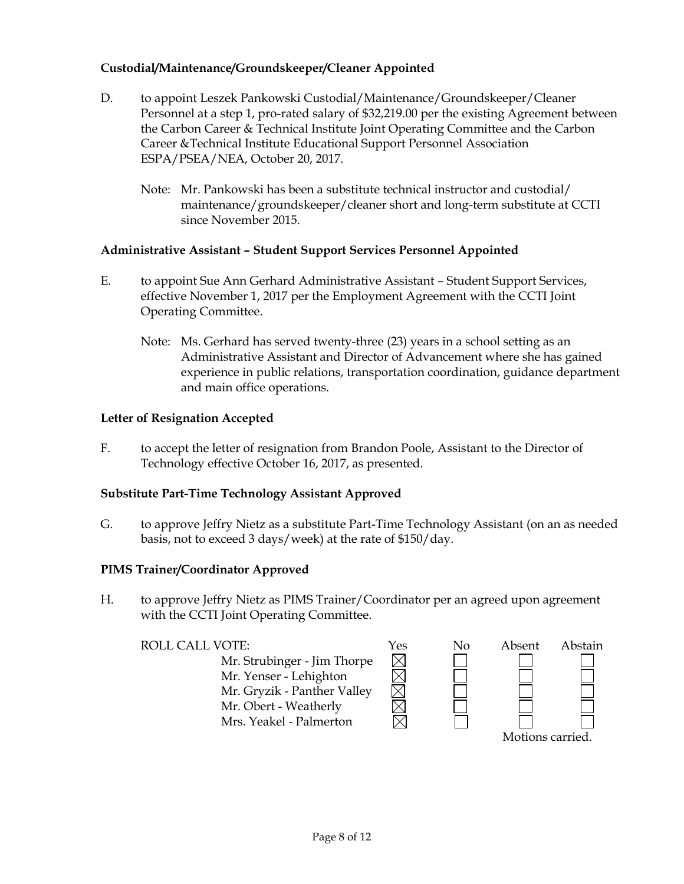**Custodial/Maintenance/Groundskeeper/Cleaner Appointed**

D. to appoint Leszek Pankowski Custodial/Maintenance/Groundskeeper/Cleaner Personnel at a step 1, pro-rated salary of $32,219.00 per the existing Agreement between the Carbon Career & Technical Institute Joint Operating Committee and the Carbon Career &Technical Institute Educational Support Personnel Association ESPA/PSEA/NEA, October 20, 2017.

   Note: Mr. Pankowski has been a substitute technical instructor and custodial/ maintenance/groundskeeper/cleaner short and long-term substitute at CCTI since November 2015.

**Administrative Assistant – Student Support Services Personnel Appointed**

E. to appoint Sue Ann Gerhard Administrative Assistant – Student Support Services, effective November 1, 2017 per the Employment Agreement with the CCTI Joint Operating Committee.

   Note: Ms. Gerhard has served twenty-three (23) years in a school setting as an Administrative Assistant and Director of Advancement where she has gained experience in public relations, transportation coordination, guidance department and main office operations.

**Letter of Resignation Accepted**

F. to accept the letter of resignation from Brandon Poole, Assistant to the Director of Technology effective October 16, 2017, as presented.

**Substitute Part-Time Technology Assistant Approved**

G. to approve Jeffry Nietz as a substitute Part-Time Technology Assistant (on an as needed basis, not to exceed 3 days/week) at the rate of $150/day.

**PIMS Trainer/Coordinator Approved**

H. to approve Jeffry Nietz as PIMS Trainer/Coordinator per an agreed upon agreement with the CCTI Joint Operating Committee.

| ROLL CALL VOTE: | Yes | No | Absent | Abstain |
|---|---|---|---|---|
| Mr. Strubinger - Jim Thorpe | ☒ | ☐ | ☐ | ☐ |
| Mr. Yenser - Lehighton | ☒ | ☐ | ☐ | ☐ |
| Mr. Gryzik - Panther Valley | ☒ | ☐ | ☐ | ☐ |
| Mr. Obert - Weatherly | ☒ | ☐ | ☐ | ☐ |
| Mrs. Yeakel - Palmerton | ☒ | ☐ | ☐ | ☐ |

Motions carried.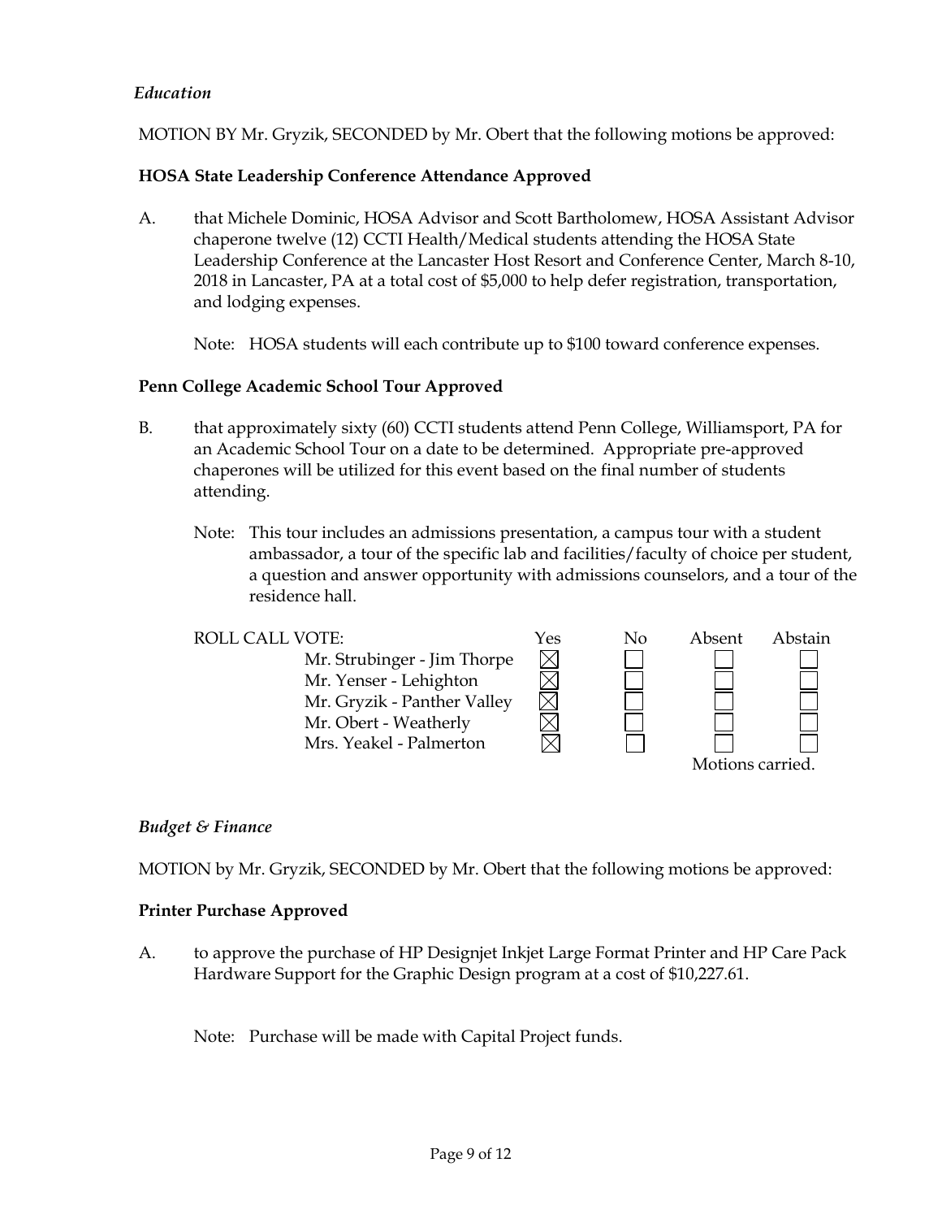*Education*

MOTION BY Mr. Gryzik, SECONDED by Mr. Obert that the following motions be approved:

**HOSA State Leadership Conference Attendance Approved**

A. that Michele Dominic, HOSA Advisor and Scott Bartholomew, HOSA Assistant Advisor chaperone twelve (12) CCTI Health/Medical students attending the HOSA State Leadership Conference at the Lancaster Host Resort and Conference Center, March 8-10, 2018 in Lancaster, PA at a total cost of $5,000 to help defer registration, transportation, and lodging expenses.

Note: HOSA students will each contribute up to $100 toward conference expenses.

**Penn College Academic School Tour Approved**

B. that approximately sixty (60) CCTI students attend Penn College, Williamsport, PA for an Academic School Tour on a date to be determined. Appropriate pre-approved chaperones will be utilized for this event based on the final number of students attending.

Note: This tour includes an admissions presentation, a campus tour with a student ambassador, a tour of the specific lab and facilities/faculty of choice per student, a question and answer opportunity with admissions counselors, and a tour of the residence hall.

| ROLL CALL VOTE: | Yes | No | Absent | Abstain |
|---|---|---|---|---|
| Mr. Strubinger - Jim Thorpe | ☒ | ☐ | ☐ | ☐ |
| Mr. Yenser - Lehighton | ☒ | ☐ | ☐ | ☐ |
| Mr. Gryzik - Panther Valley | ☒ | ☐ | ☐ | ☐ |
| Mr. Obert - Weatherly | ☒ | ☐ | ☐ | ☐ |
| Mrs. Yeakel - Palmerton | ☒ | ☐ | ☐ | ☐ |

Motions carried.

*Budget & Finance*

MOTION by Mr. Gryzik, SECONDED by Mr. Obert that the following motions be approved:

**Printer Purchase Approved**

A. to approve the purchase of HP Designjet Inkjet Large Format Printer and HP Care Pack Hardware Support for the Graphic Design program at a cost of $10,227.61.

Note: Purchase will be made with Capital Project funds.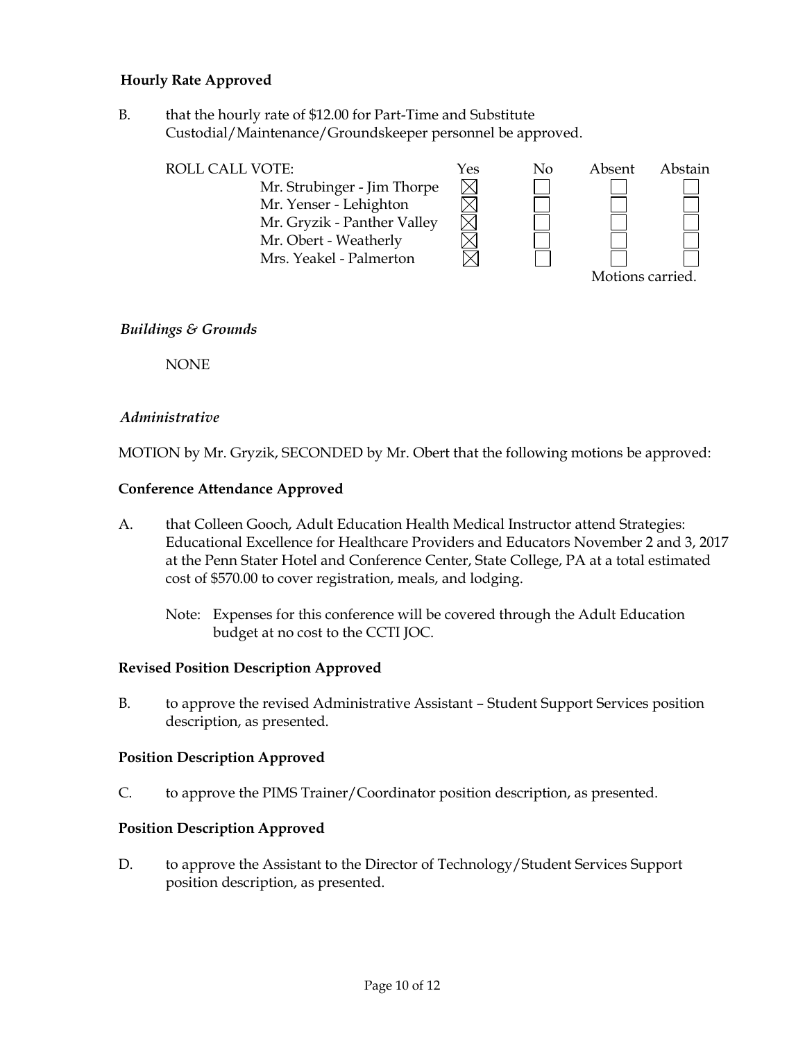**Hourly Rate Approved**

B. that the hourly rate of $12.00 for Part-Time and Substitute Custodial/Maintenance/Groundskeeper personnel be approved.

| ROLL CALL VOTE: | Yes | No | Absent | Abstain |
|---|---|---|---|---|
| Mr. Strubinger - Jim Thorpe | ☒ | ☐ | ☐ | ☐ |
| Mr. Yenser - Lehighton | ☒ | ☐ | ☐ | ☐ |
| Mr. Gryzik - Panther Valley | ☒ | ☐ | ☐ | ☐ |
| Mr. Obert - Weatherly | ☒ | ☐ | ☐ | ☐ |
| Mrs. Yeakel - Palmerton | ☒ | ☐ | ☐ | ☐ |

Motions carried.

*Buildings & Grounds*

NONE

*Administrative*

MOTION by Mr. Gryzik, SECONDED by Mr. Obert that the following motions be approved:

**Conference Attendance Approved**

A. that Colleen Gooch, Adult Education Health Medical Instructor attend Strategies: Educational Excellence for Healthcare Providers and Educators November 2 and 3, 2017 at the Penn Stater Hotel and Conference Center, State College, PA at a total estimated cost of $570.00 to cover registration, meals, and lodging.

Note: Expenses for this conference will be covered through the Adult Education budget at no cost to the CCTI JOC.

**Revised Position Description Approved**

B. to approve the revised Administrative Assistant – Student Support Services position description, as presented.

**Position Description Approved**

C. to approve the PIMS Trainer/Coordinator position description, as presented.

**Position Description Approved**

D. to approve the Assistant to the Director of Technology/Student Services Support position description, as presented.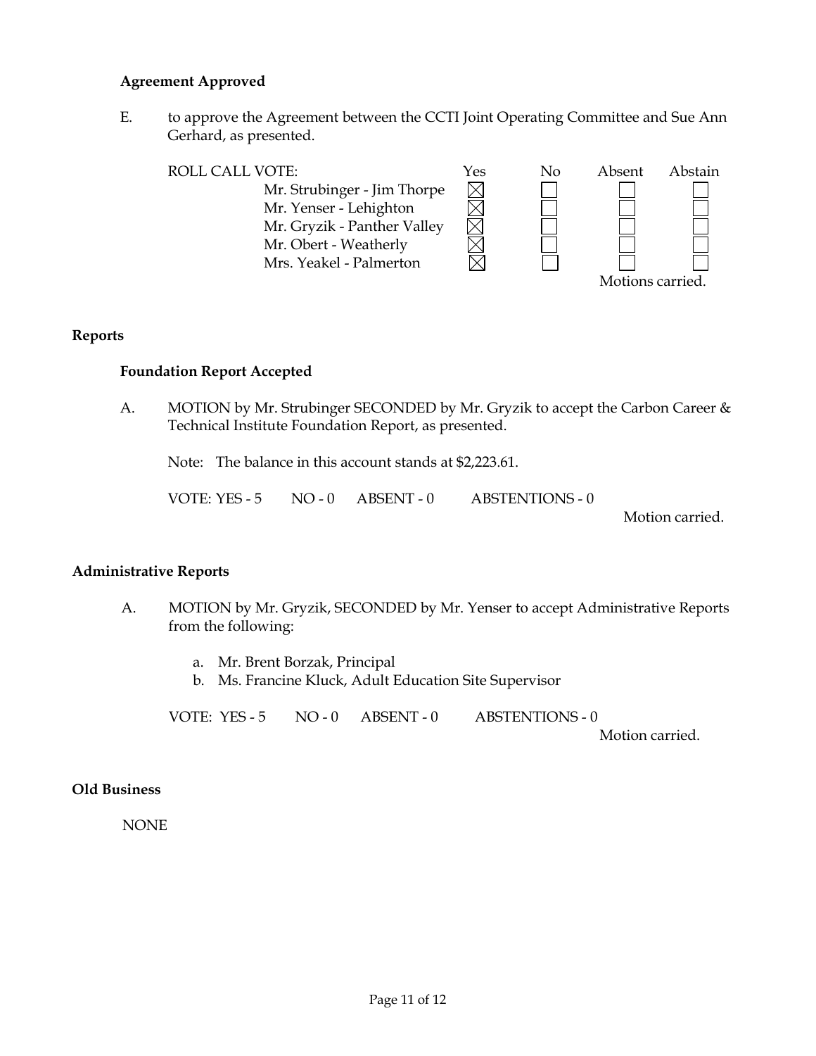**Agreement Approved**

E. to approve the Agreement between the CCTI Joint Operating Committee and Sue Ann Gerhard, as presented.

| ROLL CALL VOTE: | Yes | No | Absent | Abstain |
|---|---|---|---|---|
| Mr. Strubinger - Jim Thorpe | ☒ | ☐ | ☐ | ☐ |
| Mr. Yenser - Lehighton | ☒ | ☐ | ☐ | ☐ |
| Mr. Gryzik - Panther Valley | ☒ | ☐ | ☐ | ☐ |
| Mr. Obert - Weatherly | ☒ | ☐ | ☐ | ☐ |
| Mrs. Yeakel - Palmerton | ☒ | ☐ | ☐ | ☐ |

Motions carried.

## Reports

**Foundation Report Accepted**

A. MOTION by Mr. Strubinger SECONDED by Mr. Gryzik to accept the Carbon Career & Technical Institute Foundation Report, as presented.

Note: The balance in this account stands at $2,223.61.

VOTE: YES - 5 NO - 0 ABSENT - 0 ABSTENTIONS - 0

Motion carried.

## Administrative Reports

A. MOTION by Mr. Gryzik, SECONDED by Mr. Yenser to accept Administrative Reports from the following:

a. Mr. Brent Borzak, Principal
b. Ms. Francine Kluck, Adult Education Site Supervisor

VOTE: YES - 5 NO - 0 ABSENT - 0 ABSTENTIONS - 0

Motion carried.

## Old Business

NONE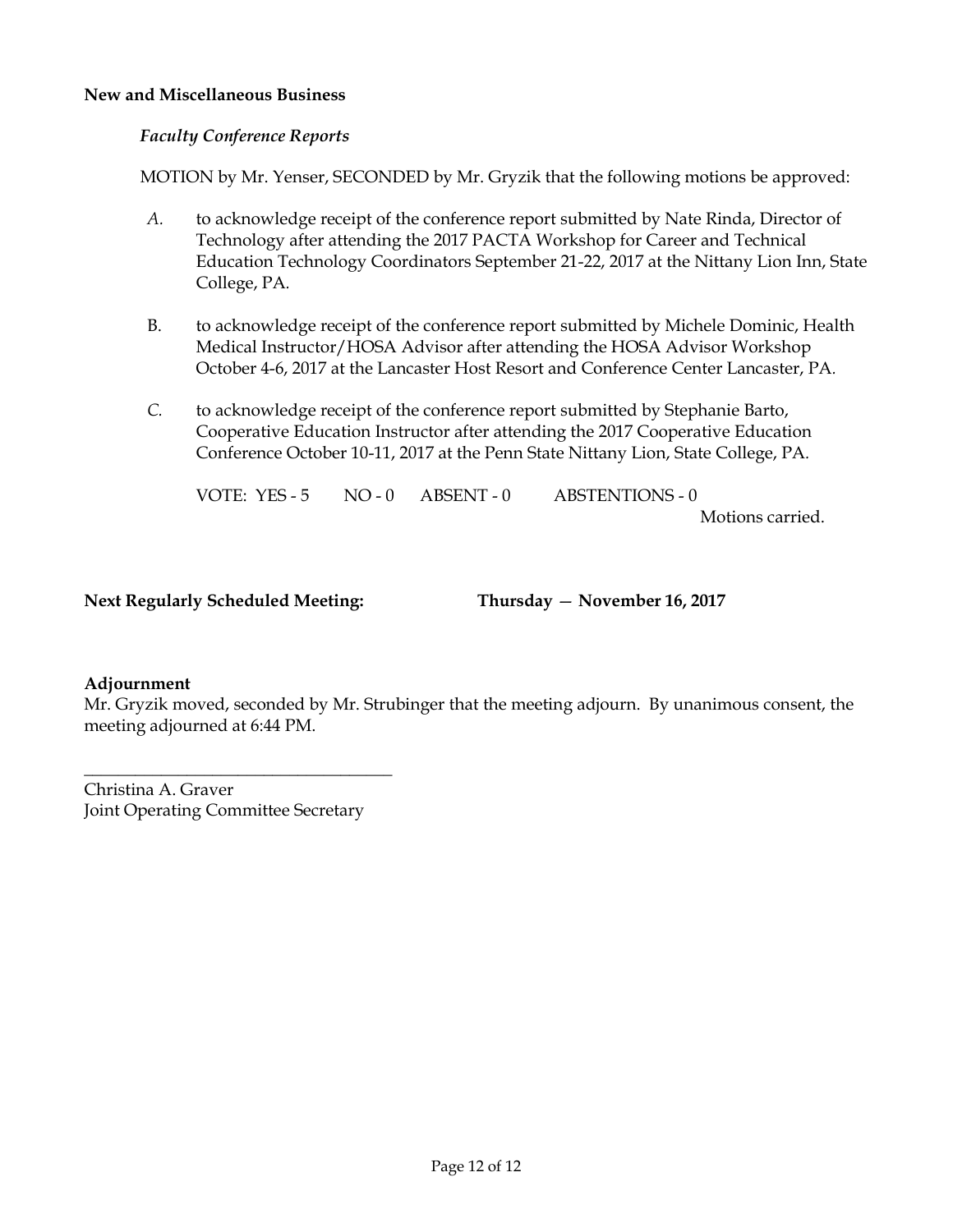**New and Miscellaneous Business**

*Faculty Conference Reports*

MOTION by Mr. Yenser, SECONDED by Mr. Gryzik that the following motions be approved:

*A.* to acknowledge receipt of the conference report submitted by Nate Rinda, Director of Technology after attending the 2017 PACTA Workshop for Career and Technical Education Technology Coordinators September 21-22, 2017 at the Nittany Lion Inn, State College, PA.

B. to acknowledge receipt of the conference report submitted by Michele Dominic, Health Medical Instructor/HOSA Advisor after attending the HOSA Advisor Workshop October 4-6, 2017 at the Lancaster Host Resort and Conference Center Lancaster, PA.

*C.* to acknowledge receipt of the conference report submitted by Stephanie Barto, Cooperative Education Instructor after attending the 2017 Cooperative Education Conference October 10-11, 2017 at the Penn State Nittany Lion, State College, PA.

VOTE: YES - 5 NO - 0 ABSENT - 0 ABSTENTIONS - 0

Motions carried.

**Next Regularly Scheduled Meeting: Thursday — November 16, 2017**

**Adjournment**

Mr. Gryzik moved, seconded by Mr. Strubinger that the meeting adjourn. By unanimous consent, the meeting adjourned at 6:44 PM.

\_\_\_\_\_\_\_\_\_\_\_\_\_\_\_\_\_\_\_\_\_\_\_\_\_\_\_\_\_\_\_\_\_\_\_\_

Christina A. Graver
Joint Operating Committee Secretary